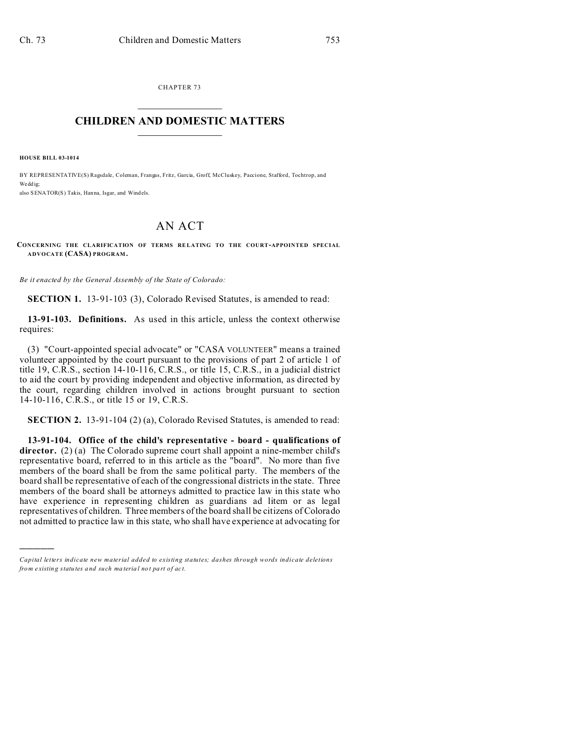CHAPTER 73

# CHILDREN AND DOMESTIC MATTERS

**HOUSE BILL 03-1014**

BY REPRESENTATIVE(S) Ragsdale, Coleman, Frangas, Fritz, Garcia, Groff, McCluskey, Paccione, Stafford, Tochtrop, and Weddig;
also SENATOR(S) Takis, Hanna, Isgar, and Windels.

# AN ACT

**CONCERNING THE CLARIFICATION OF TERMS RELATING TO THE COURT-APPOINTED SPECIAL ADVOCATE (CASA) PROGRAM.**

*Be it enacted by the General Assembly of the State of Colorado:*

**SECTION 1.** 13-91-103 (3), Colorado Revised Statutes, is amended to read:

**13-91-103. Definitions.** As used in this article, unless the context otherwise requires:

(3) "Court-appointed special advocate" or "CASA VOLUNTEER" means a trained volunteer appointed by the court pursuant to the provisions of part 2 of article 1 of title 19, C.R.S., section 14-10-116, C.R.S., or title 15, C.R.S., in a judicial district to aid the court by providing independent and objective information, as directed by the court, regarding children involved in actions brought pursuant to section 14-10-116, C.R.S., or title 15 or 19, C.R.S.

**SECTION 2.** 13-91-104 (2) (a), Colorado Revised Statutes, is amended to read:

**13-91-104. Office of the child's representative - board - qualifications of director.** (2) (a) The Colorado supreme court shall appoint a nine-member child's representative board, referred to in this article as the "board". No more than five members of the board shall be from the same political party. The members of the board shall be representative of each of the congressional districts in the state. Three members of the board shall be attorneys admitted to practice law in this state who have experience in representing children as guardians ad litem or as legal representatives of children. Three members of the board shall be citizens of Colorado not admitted to practice law in this state, who shall have experience at advocating for

*Capital letters indicate new material added to existing statutes; dashes through words indicate deletions from existing statutes and such material not part of act.*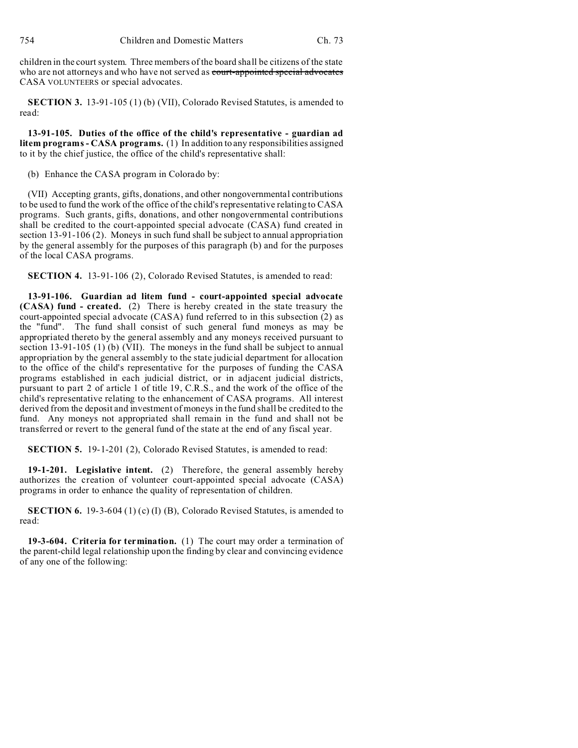children in the court system. Three members of the board shall be citizens of the state who are not attorneys and who have not served as ~~court-appointed special advocates~~ CASA VOLUNTEERS or special advocates.

**SECTION 3.** 13-91-105 (1) (b) (VII), Colorado Revised Statutes, is amended to read:

**13-91-105. Duties of the office of the child's representative - guardian ad litem programs - CASA programs.** (1) In addition to any responsibilities assigned to it by the chief justice, the office of the child's representative shall:

(b) Enhance the CASA program in Colorado by:

(VII) Accepting grants, gifts, donations, and other nongovernmental contributions to be used to fund the work of the office of the child's representative relating to CASA programs. Such grants, gifts, donations, and other nongovernmental contributions shall be credited to the court-appointed special advocate (CASA) fund created in section 13-91-106 (2). Moneys in such fund shall be subject to annual appropriation by the general assembly for the purposes of this paragraph (b) and for the purposes of the local CASA programs.

**SECTION 4.** 13-91-106 (2), Colorado Revised Statutes, is amended to read:

**13-91-106. Guardian ad litem fund - court-appointed special advocate (CASA) fund - created.** (2) There is hereby created in the state treasury the court-appointed special advocate (CASA) fund referred to in this subsection (2) as the "fund". The fund shall consist of such general fund moneys as may be appropriated thereto by the general assembly and any moneys received pursuant to section 13-91-105 (1) (b) (VII). The moneys in the fund shall be subject to annual appropriation by the general assembly to the state judicial department for allocation to the office of the child's representative for the purposes of funding the CASA programs established in each judicial district, or in adjacent judicial districts, pursuant to part 2 of article 1 of title 19, C.R.S., and the work of the office of the child's representative relating to the enhancement of CASA programs. All interest derived from the deposit and investment of moneys in the fund shall be credited to the fund. Any moneys not appropriated shall remain in the fund and shall not be transferred or revert to the general fund of the state at the end of any fiscal year.

**SECTION 5.** 19-1-201 (2), Colorado Revised Statutes, is amended to read:

**19-1-201. Legislative intent.** (2) Therefore, the general assembly hereby authorizes the creation of volunteer court-appointed special advocate (CASA) programs in order to enhance the quality of representation of children.

**SECTION 6.** 19-3-604 (1) (c) (I) (B), Colorado Revised Statutes, is amended to read:

**19-3-604. Criteria for termination.** (1) The court may order a termination of the parent-child legal relationship upon the finding by clear and convincing evidence of any one of the following: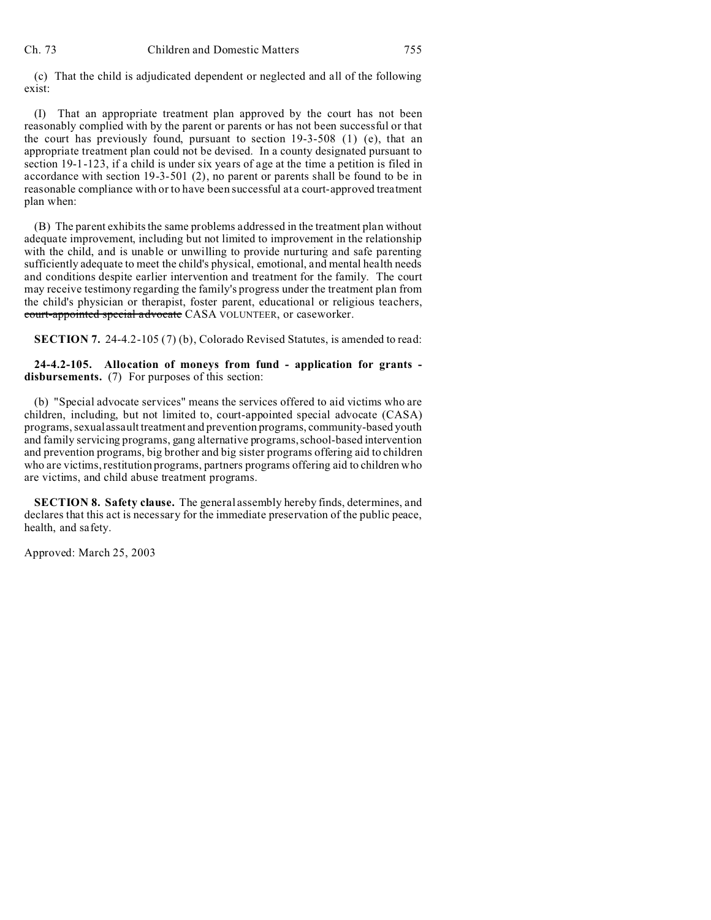(c) That the child is adjudicated dependent or neglected and all of the following exist:

(I) That an appropriate treatment plan approved by the court has not been reasonably complied with by the parent or parents or has not been successful or that the court has previously found, pursuant to section 19-3-508 (1) (e), that an appropriate treatment plan could not be devised. In a county designated pursuant to section 19-1-123, if a child is under six years of age at the time a petition is filed in accordance with section 19-3-501 (2), no parent or parents shall be found to be in reasonable compliance with or to have been successful at a court-approved treatment plan when:

(B) The parent exhibits the same problems addressed in the treatment plan without adequate improvement, including but not limited to improvement in the relationship with the child, and is unable or unwilling to provide nurturing and safe parenting sufficiently adequate to meet the child's physical, emotional, and mental health needs and conditions despite earlier intervention and treatment for the family. The court may receive testimony regarding the family's progress under the treatment plan from the child's physician or therapist, foster parent, educational or religious teachers, ~~court-appointed special advocate~~ CASA VOLUNTEER, or caseworker.

**SECTION 7.** 24-4.2-105 (7) (b), Colorado Revised Statutes, is amended to read:

**24-4.2-105. Allocation of moneys from fund - application for grants - disbursements.** (7) For purposes of this section:

(b) "Special advocate services" means the services offered to aid victims who are children, including, but not limited to, court-appointed special advocate (CASA) programs, sexual assault treatment and prevention programs, community-based youth and family servicing programs, gang alternative programs, school-based intervention and prevention programs, big brother and big sister programs offering aid to children who are victims, restitution programs, partners programs offering aid to children who are victims, and child abuse treatment programs.

**SECTION 8. Safety clause.** The general assembly hereby finds, determines, and declares that this act is necessary for the immediate preservation of the public peace, health, and safety.

Approved: March 25, 2003